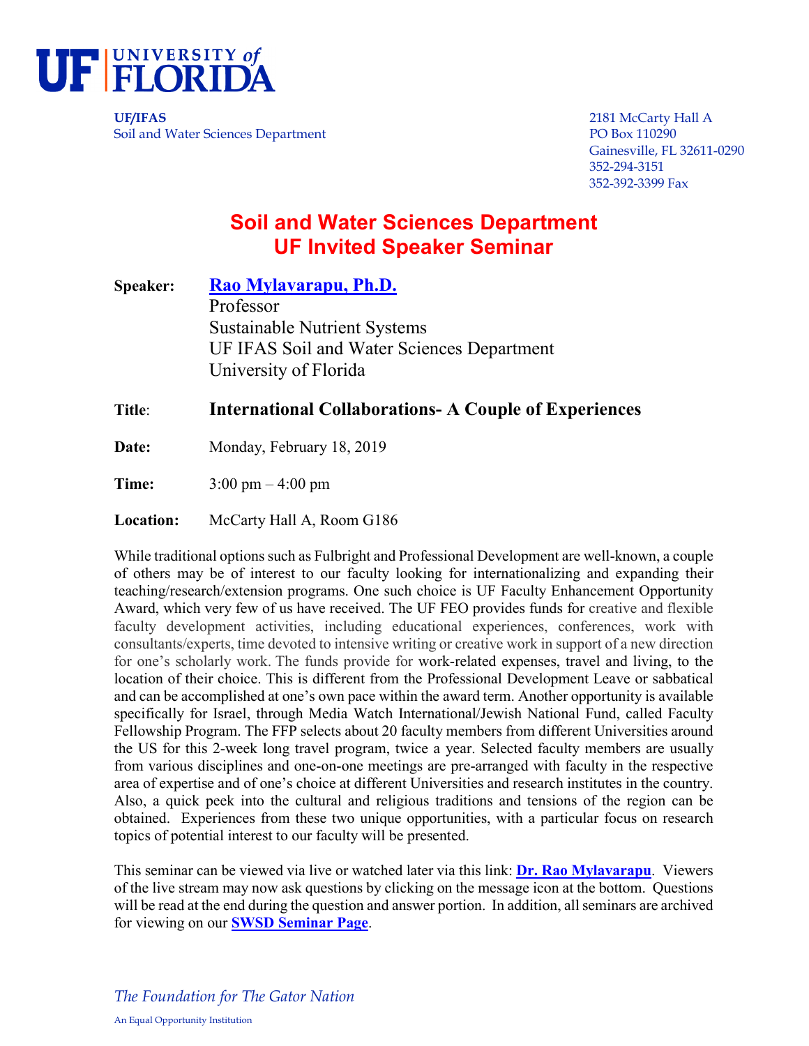**UF | UNIVERSITY of FLORIDA**

**UF/IFAS**
Soil and Water Sciences Department

2181 McCarty Hall A
PO Box 110290
Gainesville, FL 32611-0290
352-294-3151
352-392-3399 Fax

# Soil and Water Sciences Department
# UF Invited Speaker Seminar

**Speaker:** **Rao Mylavarapu, Ph.D.**
Professor
Sustainable Nutrient Systems
UF IFAS Soil and Water Sciences Department
University of Florida

**Title:** **International Collaborations- A Couple of Experiences**

**Date:** Monday, February 18, 2019

**Time:** 3:00 pm – 4:00 pm

**Location:** McCarty Hall A, Room G186

While traditional options such as Fulbright and Professional Development are well-known, a couple of others may be of interest to our faculty looking for internationalizing and expanding their teaching/research/extension programs. One such choice is UF Faculty Enhancement Opportunity Award, which very few of us have received. The UF FEO provides funds for creative and flexible faculty development activities, including educational experiences, conferences, work with consultants/experts, time devoted to intensive writing or creative work in support of a new direction for one's scholarly work. The funds provide for work-related expenses, travel and living, to the location of their choice. This is different from the Professional Development Leave or sabbatical and can be accomplished at one's own pace within the award term. Another opportunity is available specifically for Israel, through Media Watch International/Jewish National Fund, called Faculty Fellowship Program. The FFP selects about 20 faculty members from different Universities around the US for this 2-week long travel program, twice a year. Selected faculty members are usually from various disciplines and one-on-one meetings are pre-arranged with faculty in the respective area of expertise and of one's choice at different Universities and research institutes in the country. Also, a quick peek into the cultural and religious traditions and tensions of the region can be obtained. Experiences from these two unique opportunities, with a particular focus on research topics of potential interest to our faculty will be presented.

This seminar can be viewed via live or watched later via this link: **Dr. Rao Mylavarapu**. Viewers of the live stream may now ask questions by clicking on the message icon at the bottom. Questions will be read at the end during the question and answer portion. In addition, all seminars are archived for viewing on our **SWSD Seminar Page**.

*The Foundation for The Gator Nation*

An Equal Opportunity Institution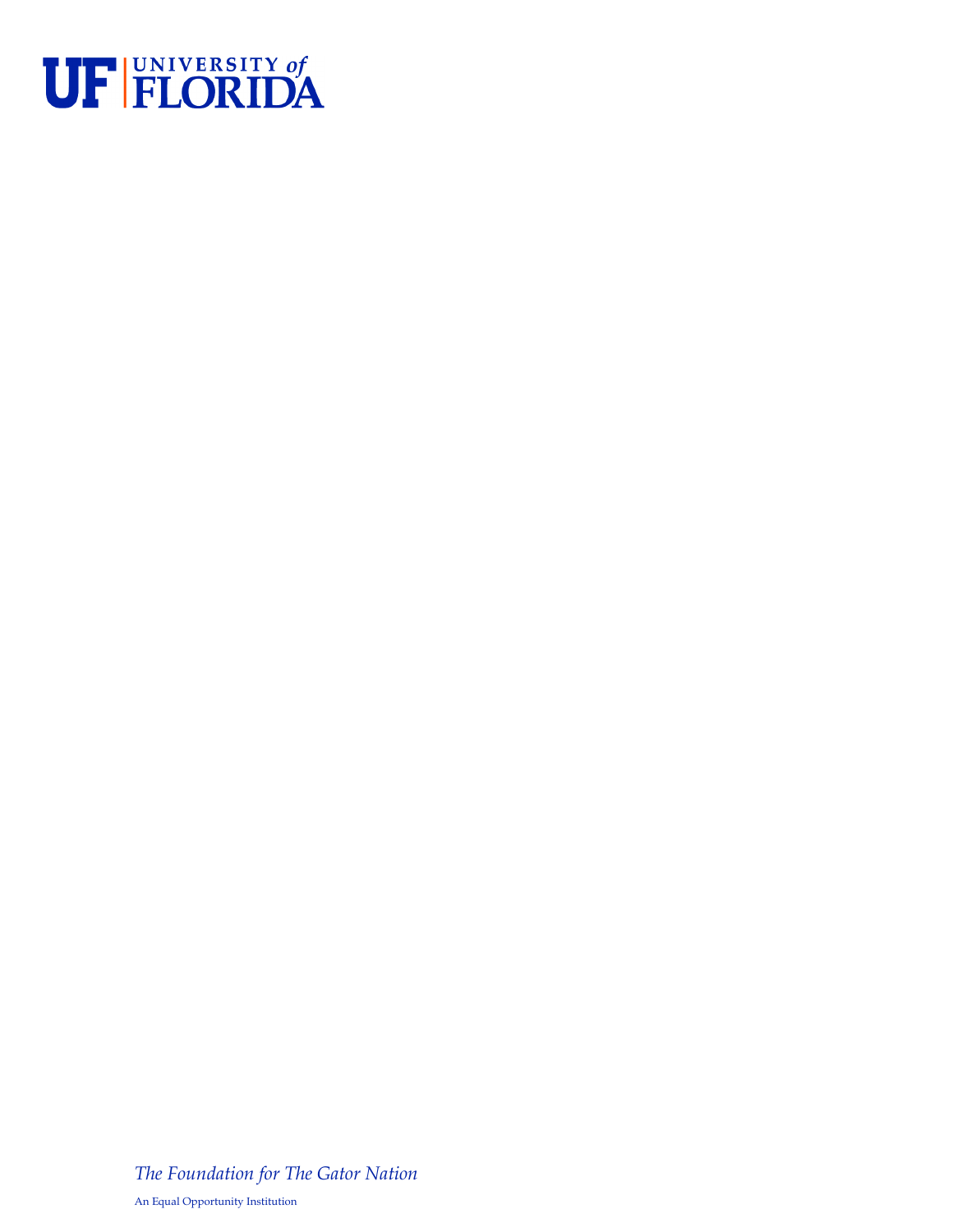UF UNIVERSITY of FLORIDA

*The Foundation for The Gator Nation*

An Equal Opportunity Institution